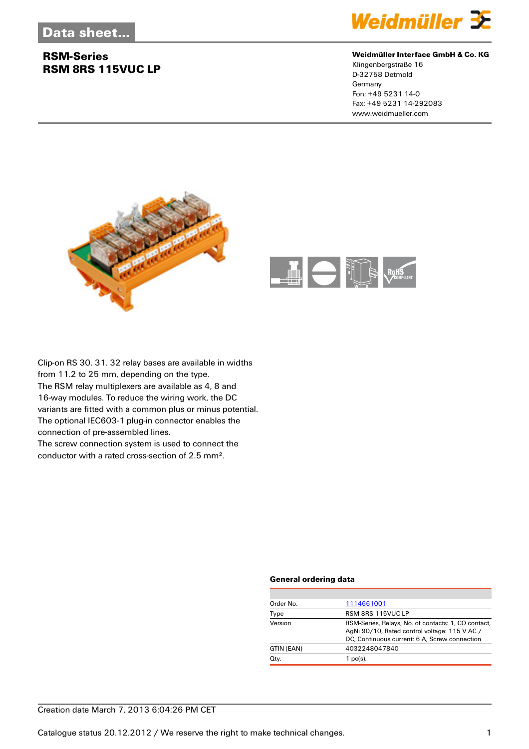# Data sheet...

## RSM-Series
## RSM 8RS 115VUC LP

**Weidmüller Interface GmbH & Co. KG**
Klingenbergstraße 16
D-32758 Detmold
Germany
Fon: +49 5231 14-0
Fax: +49 5231 14-292083
www.weidmueller.com

Clip-on RS 30. 31. 32 relay bases are available in widths from 11.2 to 25 mm, depending on the type.
The RSM relay multiplexers are available as 4, 8 and 16-way modules. To reduce the wiring work, the DC variants are fitted with a common plus or minus potential.
The optional IEC603-1 plug-in connector enables the connection of pre-assembled lines.
The screw connection system is used to connect the conductor with a rated cross-section of 2.5 mm².

### General ordering data

| | |
|---|---|
| Order No. | 1114661001 |
| Type | RSM 8RS 115VUC LP |
| Version | RSM-Series, Relays, No. of contacts: 1, CO contact, AgNi 90/10, Rated control voltage: 115 V AC / DC, Continuous current: 6 A, Screw connection |
| GTIN (EAN) | 4032248047840 |
| Qty. | 1 pc(s). |

Creation date March 7, 2013 6:04:26 PM CET

Catalogue status 20.12.2012 / We reserve the right to make technical changes.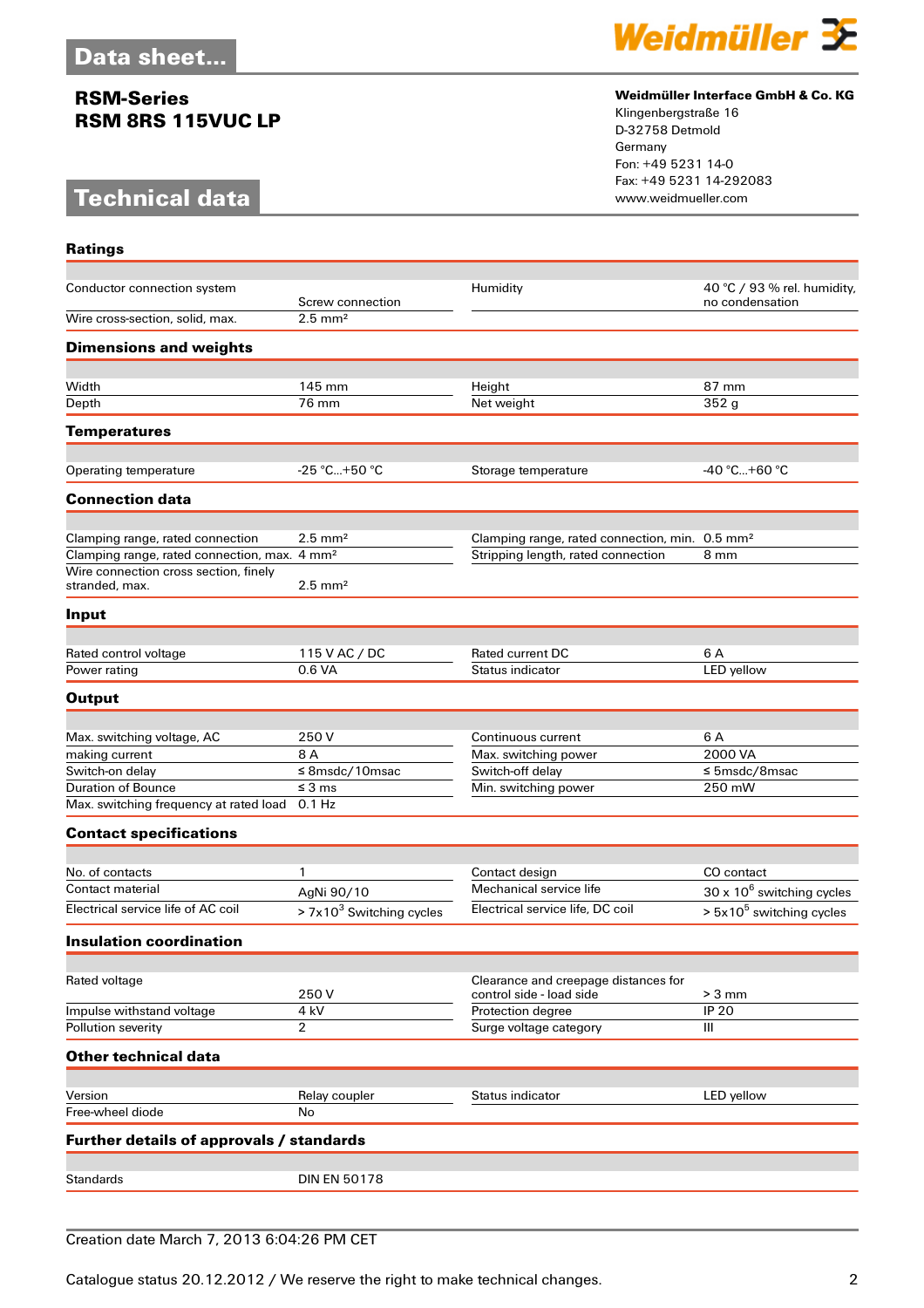# Data sheet...

## RSM-Series
## RSM 8RS 115VUC LP

**Weidmüller Interface GmbH & Co. KG**
Klingenbergstraße 16
D-32758 Detmold
Germany
Fon: +49 5231 14-0
Fax: +49 5231 14-292083
www.weidmueller.com

# Technical data

### Ratings

| | | | |
|---|---|---|---|
| Conductor connection system | Screw connection | Humidity | 40 °C / 93 % rel. humidity, no condensation |
| Wire cross-section, solid, max. | 2.5 mm² | | |

### Dimensions and weights

| | | | |
|---|---|---|---|
| Width | 145 mm | Height | 87 mm |
| Depth | 76 mm | Net weight | 352 g |

### Temperatures

| | | | |
|---|---|---|---|
| Operating temperature | -25 °C...+50 °C | Storage temperature | -40 °C...+60 °C |

### Connection data

| | | | |
|---|---|---|---|
| Clamping range, rated connection | 2.5 mm² | Clamping range, rated connection, min. | 0.5 mm² |
| Clamping range, rated connection, max. | 4 mm² | Stripping length, rated connection | 8 mm |
| Wire connection cross section, finely stranded, max. | 2.5 mm² | | |

### Input

| | | | |
|---|---|---|---|
| Rated control voltage | 115 V AC / DC | Rated current DC | 6 A |
| Power rating | 0.6 VA | Status indicator | LED yellow |

### Output

| | | | |
|---|---|---|---|
| Max. switching voltage, AC | 250 V | Continuous current | 6 A |
| making current | 8 A | Max. switching power | 2000 VA |
| Switch-on delay | ≤ 8msdc/10msac | Switch-off delay | ≤ 5msdc/8msac |
| Duration of Bounce | ≤ 3 ms | Min. switching power | 250 mW |
| Max. switching frequency at rated load | 0.1 Hz | | |

### Contact specifications

| | | | |
|---|---|---|---|
| No. of contacts | 1 | Contact design | CO contact |
| Contact material | AgNi 90/10 | Mechanical service life | 30 x $10^6$ switching cycles |
| Electrical service life of AC coil | > 7x$10^3$ Switching cycles | Electrical service life, DC coil | > 5x$10^5$ switching cycles |

### Insulation coordination

| | | | |
|---|---|---|---|
| Rated voltage | 250 V | Clearance and creepage distances for control side - load side | > 3 mm |
| Impulse withstand voltage | 4 kV | Protection degree | IP 20 |
| Pollution severity | 2 | Surge voltage category | III |

### Other technical data

| | | | |
|---|---|---|---|
| Version | Relay coupler | Status indicator | LED yellow |
| Free-wheel diode | No | | |

### Further details of approvals / standards

| | |
|---|---|
| Standards | DIN EN 50178 |

Creation date March 7, 2013 6:04:26 PM CET

Catalogue status 20.12.2012 / We reserve the right to make technical changes.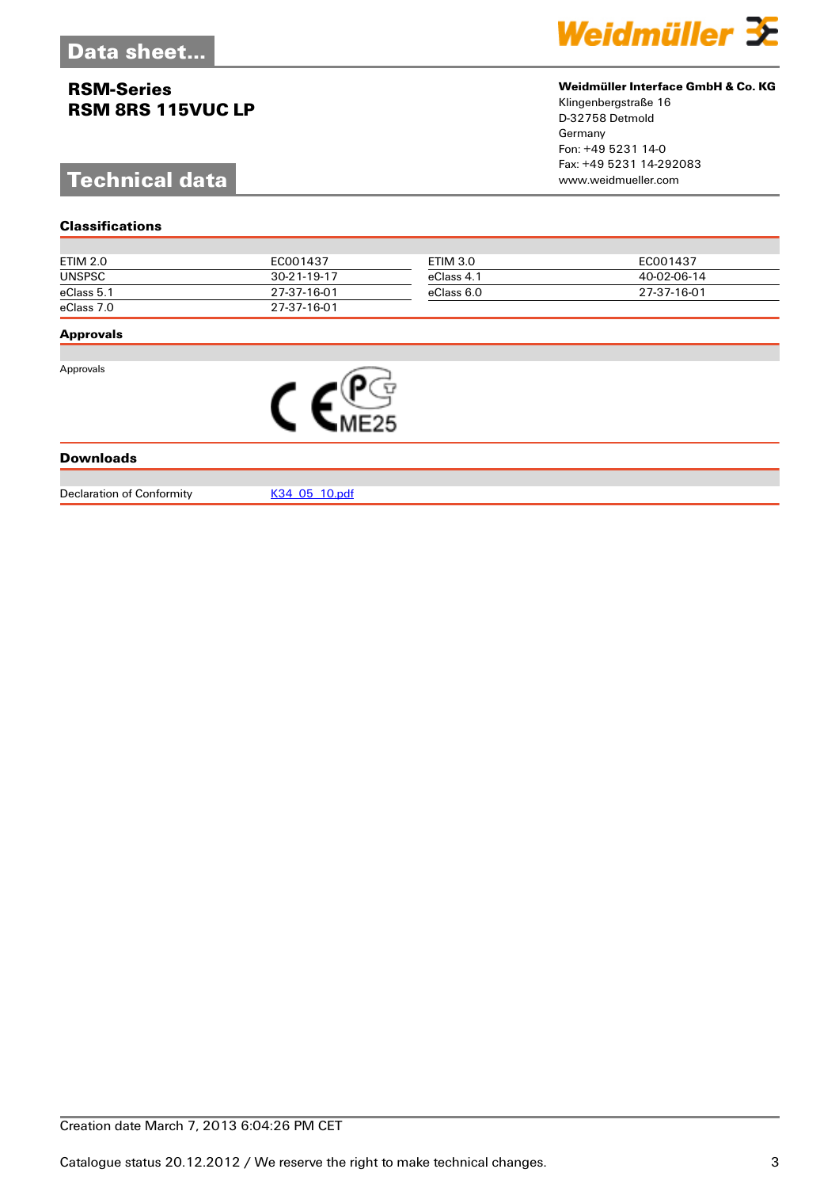Data sheet...

**RSM-Series**
**RSM 8RS 115VUC LP**

**Weidmüller Interface GmbH & Co. KG**
Klingenbergstraße 16
D-32758 Detmold
Germany
Fon: +49 5231 14-0
Fax: +49 5231 14-292083
www.weidmueller.com

# Technical data

## Classifications

| | | | |
|---|---|---|---|
| ETIM 2.0 | EC001437 | ETIM 3.0 | EC001437 |
| UNSPSC | 30-21-19-17 | eClass 4.1 | 40-02-06-14 |
| eClass 5.1 | 27-37-16-01 | eClass 6.0 | 27-37-16-01 |
| eClass 7.0 | 27-37-16-01 | | |

## Approvals

Approvals

## Downloads

| | |
|---|---|
| Declaration of Conformity | K34_05_10.pdf |

Creation date March 7, 2013 6:04:26 PM CET

Catalogue status 20.12.2012 / We reserve the right to make technical changes.